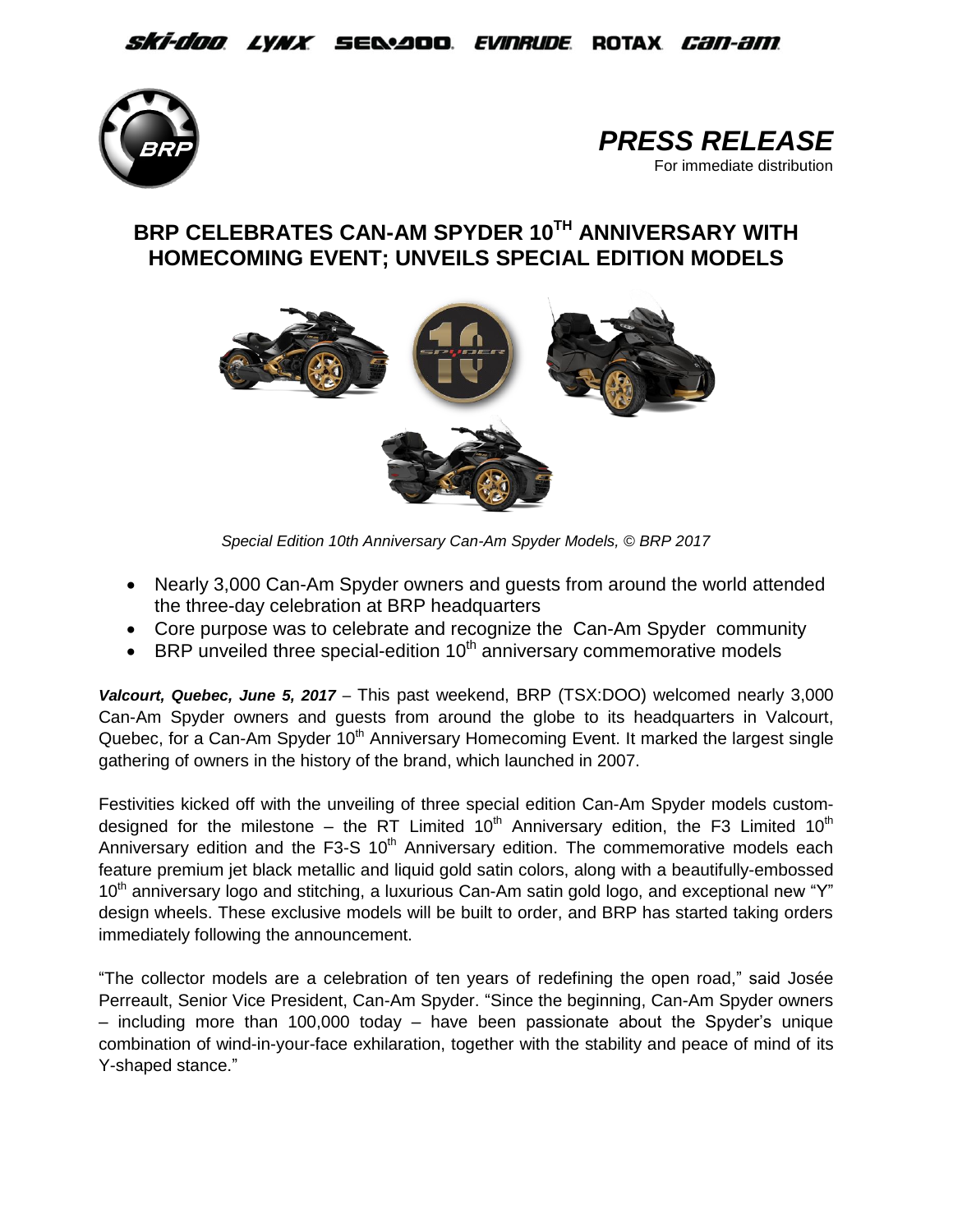ski-doo LYNX SEA-DOO EVINRUDE ROTAX can-am

*PRESS RELEASE*
For immediate distribution

# BRP CELEBRATES CAN-AM SPYDER 10TH ANNIVERSARY WITH HOMECOMING EVENT; UNVEILS SPECIAL EDITION MODELS

*Special Edition 10th Anniversary Can-Am Spyder Models, © BRP 2017*

- Nearly 3,000 Can-Am Spyder owners and guests from around the world attended the three-day celebration at BRP headquarters
- Core purpose was to celebrate and recognize the Can-Am Spyder community
- BRP unveiled three special-edition 10th anniversary commemorative models

***Valcourt, Quebec, June 5, 2017*** – This past weekend, BRP (TSX:DOO) welcomed nearly 3,000 Can-Am Spyder owners and guests from around the globe to its headquarters in Valcourt, Quebec, for a Can-Am Spyder 10th Anniversary Homecoming Event. It marked the largest single gathering of owners in the history of the brand, which launched in 2007.

Festivities kicked off with the unveiling of three special edition Can-Am Spyder models custom-designed for the milestone – the RT Limited 10th Anniversary edition, the F3 Limited 10th Anniversary edition and the F3-S 10th Anniversary edition. The commemorative models each feature premium jet black metallic and liquid gold satin colors, along with a beautifully-embossed 10th anniversary logo and stitching, a luxurious Can-Am satin gold logo, and exceptional new "Y" design wheels. These exclusive models will be built to order, and BRP has started taking orders immediately following the announcement.

"The collector models are a celebration of ten years of redefining the open road," said Josée Perreault, Senior Vice President, Can-Am Spyder. "Since the beginning, Can-Am Spyder owners – including more than 100,000 today – have been passionate about the Spyder's unique combination of wind-in-your-face exhilaration, together with the stability and peace of mind of its Y-shaped stance."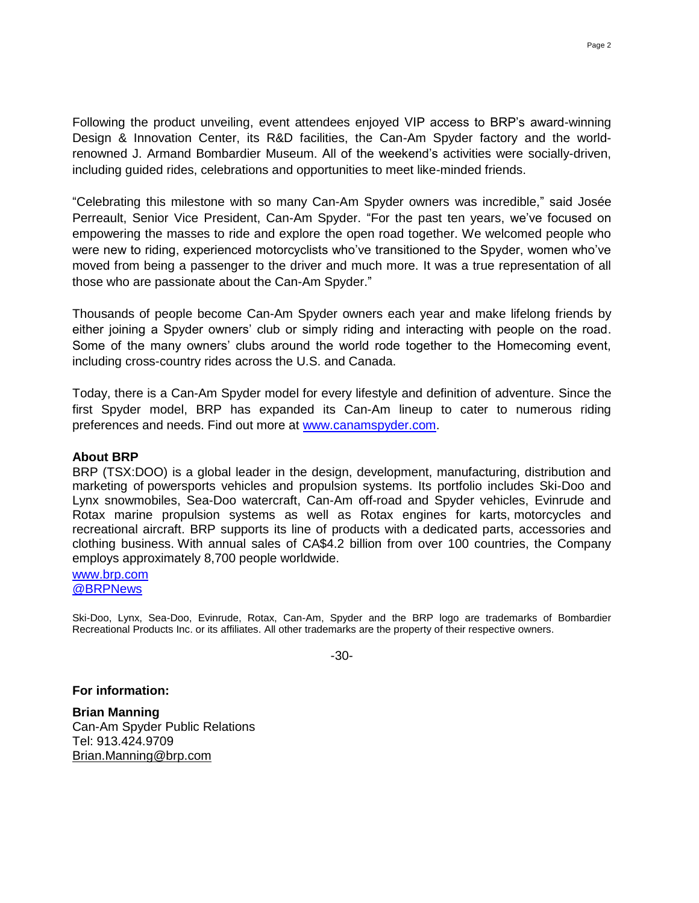Following the product unveiling, event attendees enjoyed VIP access to BRP's award-winning Design & Innovation Center, its R&D facilities, the Can-Am Spyder factory and the world-renowned J. Armand Bombardier Museum. All of the weekend's activities were socially-driven, including guided rides, celebrations and opportunities to meet like-minded friends.

"Celebrating this milestone with so many Can-Am Spyder owners was incredible," said Josée Perreault, Senior Vice President, Can-Am Spyder. "For the past ten years, we've focused on empowering the masses to ride and explore the open road together. We welcomed people who were new to riding, experienced motorcyclists who've transitioned to the Spyder, women who've moved from being a passenger to the driver and much more. It was a true representation of all those who are passionate about the Can-Am Spyder."

Thousands of people become Can-Am Spyder owners each year and make lifelong friends by either joining a Spyder owners' club or simply riding and interacting with people on the road. Some of the many owners' clubs around the world rode together to the Homecoming event, including cross-country rides across the U.S. and Canada.

Today, there is a Can-Am Spyder model for every lifestyle and definition of adventure. Since the first Spyder model, BRP has expanded its Can-Am lineup to cater to numerous riding preferences and needs. Find out more at www.canamspyder.com.

**About BRP**

BRP (TSX:DOO) is a global leader in the design, development, manufacturing, distribution and marketing of powersports vehicles and propulsion systems. Its portfolio includes Ski-Doo and Lynx snowmobiles, Sea-Doo watercraft, Can-Am off-road and Spyder vehicles, Evinrude and Rotax marine propulsion systems as well as Rotax engines for karts, motorcycles and recreational aircraft. BRP supports its line of products with a dedicated parts, accessories and clothing business. With annual sales of CA$4.2 billion from over 100 countries, the Company employs approximately 8,700 people worldwide.

www.brp.com
@BRPNews

Ski-Doo, Lynx, Sea-Doo, Evinrude, Rotax, Can-Am, Spyder and the BRP logo are trademarks of Bombardier Recreational Products Inc. or its affiliates. All other trademarks are the property of their respective owners.

-30-

**For information:**

**Brian Manning**
Can-Am Spyder Public Relations
Tel: 913.424.9709
Brian.Manning@brp.com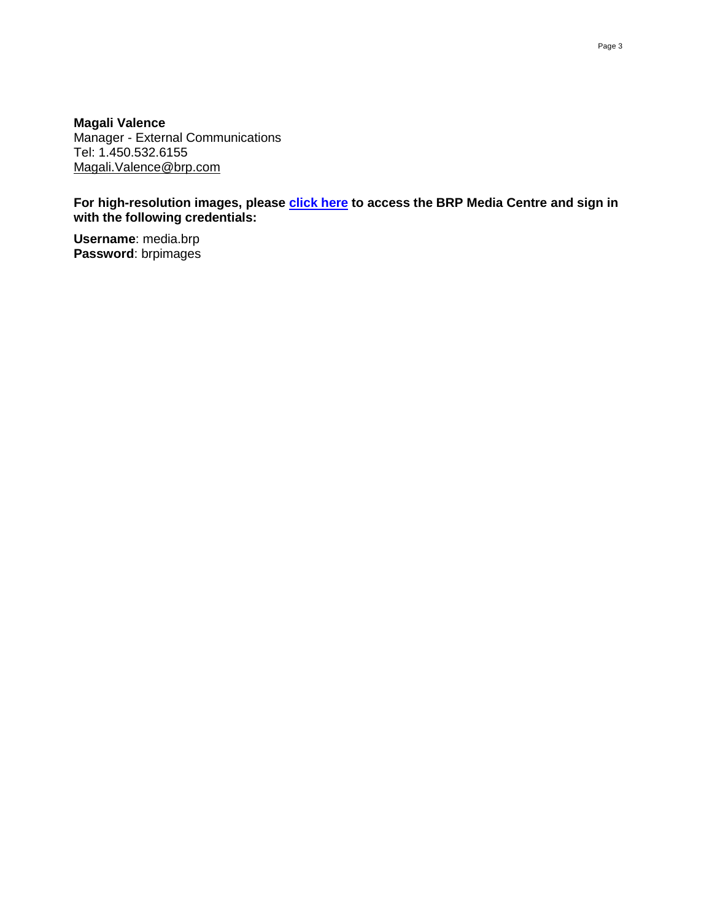**Magali Valence**
Manager - External Communications
Tel: 1.450.532.6155
Magali.Valence@brp.com

**For high-resolution images, please click here to access the BRP Media Centre and sign in with the following credentials:**

**Username**: media.brp
**Password**: brpimages